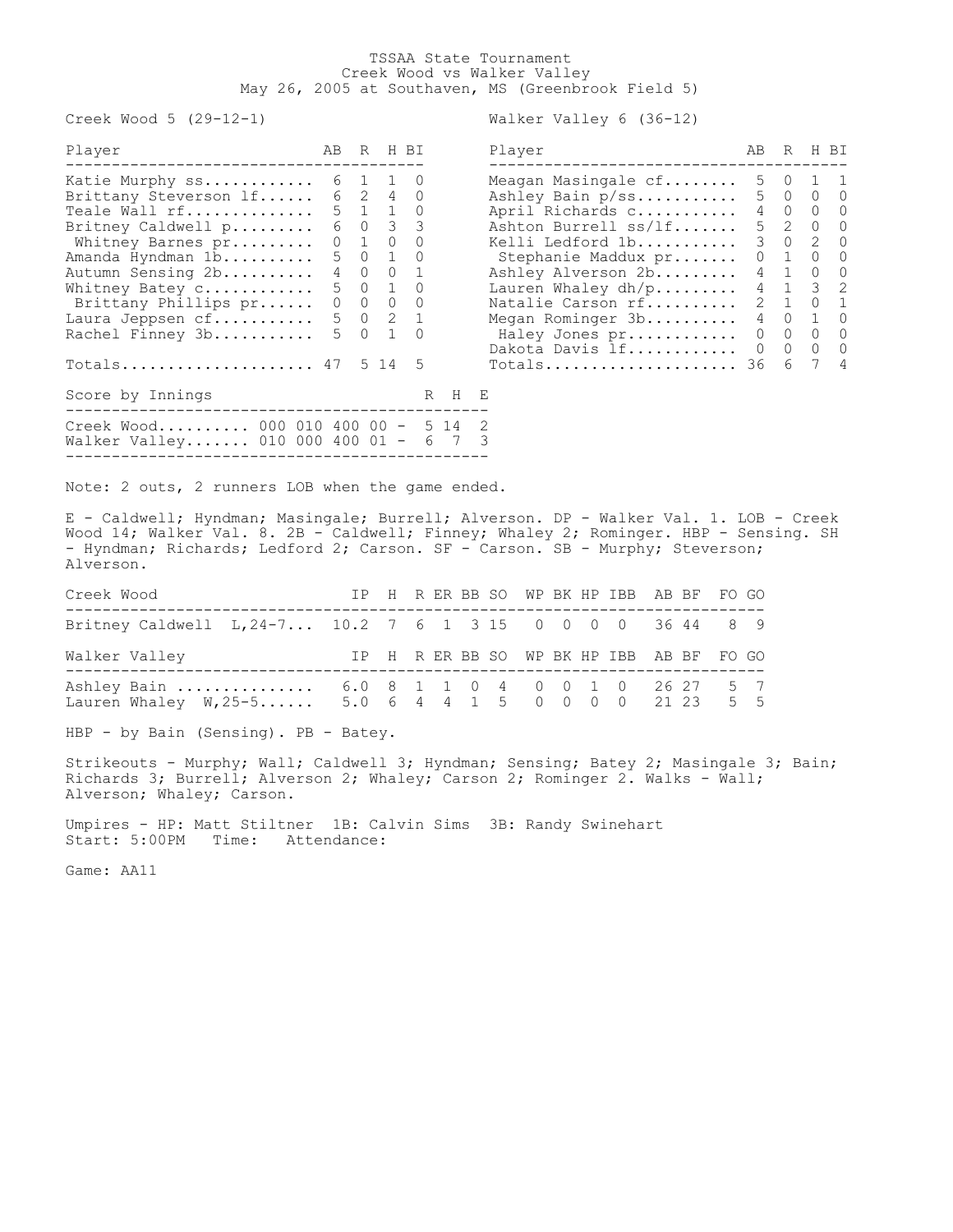# TSSAA State Tournament

Creek Wood vs Walker Valley

May 26, 2005 at Southaven, MS (Greenbrook Field 5)

**Creek Wood 5 (29-12-1)**

| Player | AB | R | H | BI |
|---|---|---|---|---|
| Katie Murphy ss | 6 | 1 | 1 | 0 |
| Brittany Steverson lf | 6 | 2 | 4 | 0 |
| Teale Wall rf | 5 | 1 | 1 | 0 |
| Britney Caldwell p | 6 | 0 | 3 | 3 |
| Whitney Barnes pr | 0 | 1 | 0 | 0 |
| Amanda Hyndman 1b | 5 | 0 | 1 | 0 |
| Autumn Sensing 2b | 4 | 0 | 0 | 1 |
| Whitney Batey c | 5 | 0 | 1 | 0 |
| Brittany Phillips pr | 0 | 0 | 0 | 0 |
| Laura Jeppsen cf | 5 | 0 | 2 | 1 |
| Rachel Finney 3b | 5 | 0 | 1 | 0 |
| Totals | 47 | 5 | 14 | 5 |

**Walker Valley 6 (36-12)**

| Player | AB | R | H | BI |
|---|---|---|---|---|
| Meagan Masingale cf | 5 | 0 | 1 | 1 |
| Ashley Bain p/ss | 5 | 0 | 0 | 0 |
| April Richards c | 4 | 0 | 0 | 0 |
| Ashton Burrell ss/lf | 5 | 2 | 0 | 0 |
| Kelli Ledford 1b | 3 | 0 | 2 | 0 |
| Stephanie Maddux pr | 0 | 1 | 0 | 0 |
| Ashley Alverson 2b | 4 | 1 | 0 | 0 |
| Lauren Whaley dh/p | 4 | 1 | 3 | 2 |
| Natalie Carson rf | 2 | 1 | 0 | 1 |
| Megan Rominger 3b | 4 | 0 | 1 | 0 |
| Haley Jones pr | 0 | 0 | 0 | 0 |
| Dakota Davis lf | 0 | 0 | 0 | 0 |
| Totals | 36 | 6 | 7 | 4 |

| Score by Innings | | R | H | E |
|---|---|---|---|---|
| Creek Wood | 000 010 400 00 | 5 | 14 | 2 |
| Walker Valley | 010 000 400 01 | 6 | 7 | 3 |

Note: 2 outs, 2 runners LOB when the game ended.

E - Caldwell; Hyndman; Masingale; Burrell; Alverson. DP - Walker Val. 1. LOB - Creek Wood 14; Walker Val. 8. 2B - Caldwell; Finney; Whaley 2; Rominger. HBP - Sensing. SH - Hyndman; Richards; Ledford 2; Carson. SF - Carson. SB - Murphy; Steverson; Alverson.

| Creek Wood | IP | H | R | ER | BB | SO | WP | BK | HP | IBB | AB | BF | FO | GO |
|---|---|---|---|---|---|---|---|---|---|---|---|---|---|---|
| Britney Caldwell L,24-7 | 10.2 | 7 | 6 | 1 | 3 | 15 | 0 | 0 | 0 | 0 | 36 | 44 | 8 | 9 |

| Walker Valley | IP | H | R | ER | BB | SO | WP | BK | HP | IBB | AB | BF | FO | GO |
|---|---|---|---|---|---|---|---|---|---|---|---|---|---|---|
| Ashley Bain | 6.0 | 8 | 1 | 1 | 0 | 4 | 0 | 0 | 1 | 0 | 26 | 27 | 5 | 7 |
| Lauren Whaley W,25-5 | 5.0 | 6 | 4 | 4 | 1 | 5 | 0 | 0 | 0 | 0 | 21 | 23 | 5 | 5 |

HBP - by Bain (Sensing). PB - Batey.

Strikeouts - Murphy; Wall; Caldwell 3; Hyndman; Sensing; Batey 2; Masingale 3; Bain; Richards 3; Burrell; Alverson 2; Whaley; Carson 2; Rominger 2. Walks - Wall; Alverson; Whaley; Carson.

Umpires - HP: Matt Stiltner 1B: Calvin Sims 3B: Randy Swinehart

Start: 5:00PM Time: Attendance:

Game: AA11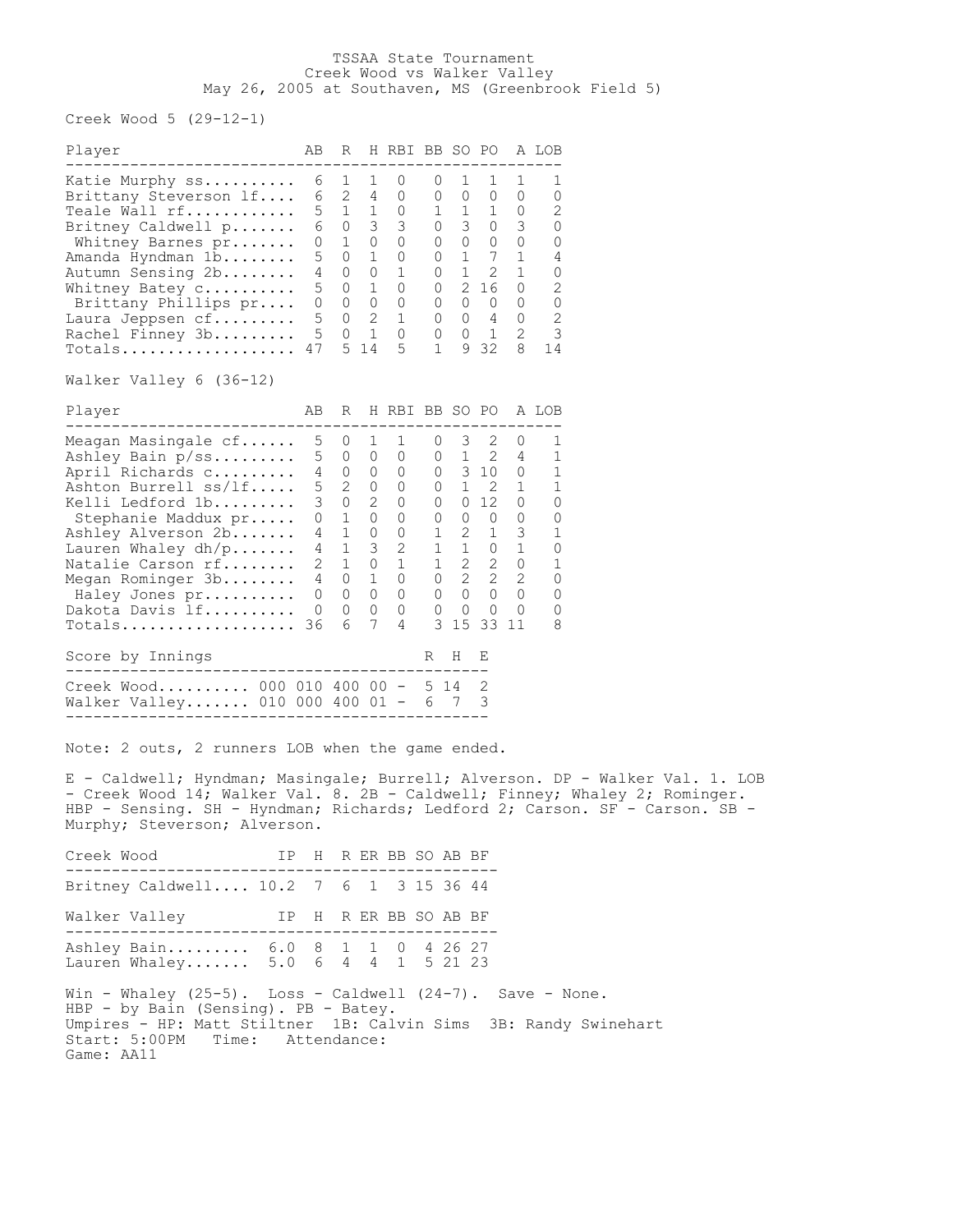# TSSAA State Tournament
## Creek Wood vs Walker Valley
### May 26, 2005 at Southaven, MS (Greenbrook Field 5)

**Creek Wood 5 (29-12-1)**

| Player | AB | R | H | RBI | BB | SO | PO | A | LOB |
|---|---|---|---|---|---|---|---|---|---|
| Katie Murphy ss | 6 | 1 | 1 | 0 | 0 | 1 | 1 | 1 | 1 |
| Brittany Steverson lf | 6 | 2 | 4 | 0 | 0 | 0 | 0 | 0 | 0 |
| Teale Wall rf | 5 | 1 | 1 | 0 | 1 | 1 | 1 | 0 | 2 |
| Britney Caldwell p | 6 | 0 | 3 | 3 | 0 | 3 | 0 | 3 | 0 |
| Whitney Barnes pr | 0 | 1 | 0 | 0 | 0 | 0 | 0 | 0 | 0 |
| Amanda Hyndman 1b | 5 | 0 | 1 | 0 | 0 | 1 | 7 | 1 | 4 |
| Autumn Sensing 2b | 4 | 0 | 0 | 1 | 0 | 1 | 2 | 1 | 0 |
| Whitney Batey c | 5 | 0 | 1 | 0 | 0 | 2 | 16 | 0 | 2 |
| Brittany Phillips pr | 0 | 0 | 0 | 0 | 0 | 0 | 0 | 0 | 0 |
| Laura Jeppsen cf | 5 | 0 | 2 | 1 | 0 | 0 | 4 | 0 | 2 |
| Rachel Finney 3b | 5 | 0 | 1 | 0 | 0 | 0 | 1 | 2 | 3 |
| Totals | 47 | 5 | 14 | 5 | 1 | 9 | 32 | 8 | 14 |

**Walker Valley 6 (36-12)**

| Player | AB | R | H | RBI | BB | SO | PO | A | LOB |
|---|---|---|---|---|---|---|---|---|---|
| Meagan Masingale cf | 5 | 0 | 1 | 1 | 0 | 3 | 2 | 0 | 1 |
| Ashley Bain p/ss | 5 | 0 | 0 | 0 | 0 | 1 | 2 | 4 | 1 |
| April Richards c | 4 | 0 | 0 | 0 | 0 | 3 | 10 | 0 | 1 |
| Ashton Burrell ss/lf | 5 | 2 | 0 | 0 | 0 | 1 | 2 | 1 | 1 |
| Kelli Ledford 1b | 3 | 0 | 2 | 0 | 0 | 0 | 12 | 0 | 0 |
| Stephanie Maddux pr | 0 | 1 | 0 | 0 | 0 | 0 | 0 | 0 | 0 |
| Ashley Alverson 2b | 4 | 1 | 0 | 0 | 1 | 2 | 1 | 3 | 1 |
| Lauren Whaley dh/p | 4 | 1 | 3 | 2 | 1 | 1 | 0 | 1 | 0 |
| Natalie Carson rf | 2 | 1 | 0 | 1 | 1 | 2 | 2 | 0 | 1 |
| Megan Rominger 3b | 4 | 0 | 1 | 0 | 0 | 2 | 2 | 2 | 0 |
| Haley Jones pr | 0 | 0 | 0 | 0 | 0 | 0 | 0 | 0 | 0 |
| Dakota Davis lf | 0 | 0 | 0 | 0 | 0 | 0 | 0 | 0 | 0 |
| Totals | 36 | 6 | 7 | 4 | 3 | 15 | 33 | 11 | 8 |

| Score by Innings | | R | H | E |
|---|---|---|---|---|
| Creek Wood | 000 010 400 00 - | 5 | 14 | 2 |
| Walker Valley | 010 000 400 01 - | 6 | 7 | 3 |

Note: 2 outs, 2 runners LOB when the game ended.

E - Caldwell; Hyndman; Masingale; Burrell; Alverson. DP - Walker Val. 1. LOB - Creek Wood 14; Walker Val. 8. 2B - Caldwell; Finney; Whaley 2; Rominger. HBP - Sensing. SH - Hyndman; Richards; Ledford 2; Carson. SF - Carson. SB - Murphy; Steverson; Alverson.

| Creek Wood | IP | H | R | ER | BB | SO | AB | BF |
|---|---|---|---|---|---|---|---|---|
| Britney Caldwell | 10.2 | 7 | 6 | 1 | 3 | 15 | 36 | 44 |

| Walker Valley | IP | H | R | ER | BB | SO | AB | BF |
|---|---|---|---|---|---|---|---|---|
| Ashley Bain | 6.0 | 8 | 1 | 1 | 0 | 4 | 26 | 27 |
| Lauren Whaley | 5.0 | 6 | 4 | 4 | 1 | 5 | 21 | 23 |

Win - Whaley (25-5). Loss - Caldwell (24-7). Save - None.
HBP - by Bain (Sensing). PB - Batey.
Umpires - HP: Matt Stiltner 1B: Calvin Sims 3B: Randy Swinehart
Start: 5:00PM Time: Attendance:
Game: AA11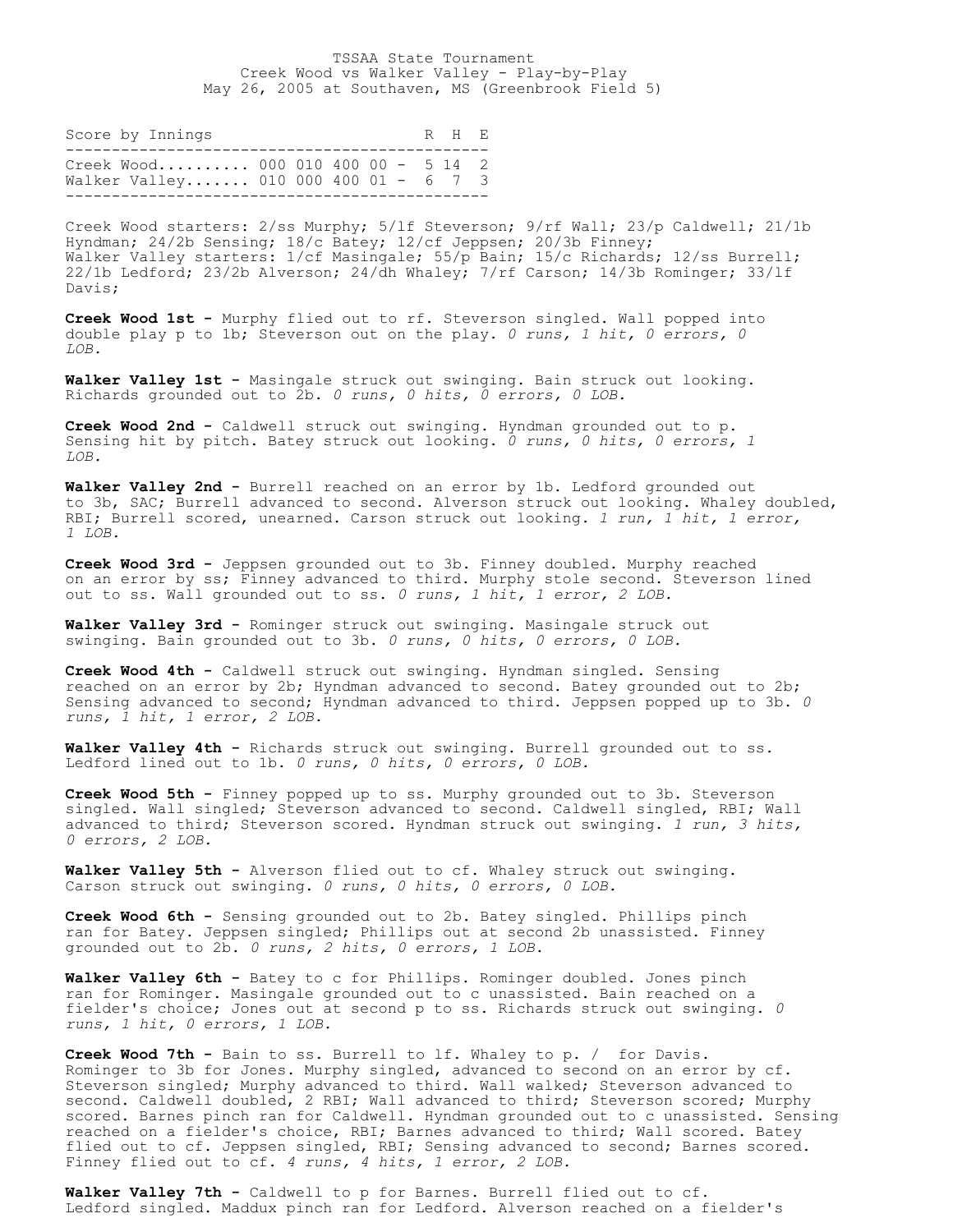TSSAA State Tournament
Creek Wood vs Walker Valley - Play-by-Play
May 26, 2005 at Southaven, MS (Greenbrook Field 5)

| Score by Innings | | R | H | E |
|---|---|---|---|---|
| Creek Wood | 000 010 400 00 | 5 | 14 | 2 |
| Walker Valley | 010 000 400 01 | 6 | 7 | 3 |

Creek Wood starters: 2/ss Murphy; 5/lf Steverson; 9/rf Wall; 23/p Caldwell; 21/1b Hyndman; 24/2b Sensing; 18/c Batey; 12/cf Jeppsen; 20/3b Finney;
Walker Valley starters: 1/cf Masingale; 55/p Bain; 15/c Richards; 12/ss Burrell; 22/1b Ledford; 23/2b Alverson; 24/dh Whaley; 7/rf Carson; 14/3b Rominger; 33/lf Davis;

**Creek Wood 1st -** Murphy flied out to rf. Steverson singled. Wall popped into double play p to 1b; Steverson out on the play. *0 runs, 1 hit, 0 errors, 0 LOB.*

**Walker Valley 1st -** Masingale struck out swinging. Bain struck out looking. Richards grounded out to 2b. *0 runs, 0 hits, 0 errors, 0 LOB.*

**Creek Wood 2nd -** Caldwell struck out swinging. Hyndman grounded out to p. Sensing hit by pitch. Batey struck out looking. *0 runs, 0 hits, 0 errors, 1 LOB.*

**Walker Valley 2nd -** Burrell reached on an error by 1b. Ledford grounded out to 3b, SAC; Burrell advanced to second. Alverson struck out looking. Whaley doubled, RBI; Burrell scored, unearned. Carson struck out looking. *1 run, 1 hit, 1 error, 1 LOB.*

**Creek Wood 3rd -** Jeppsen grounded out to 3b. Finney doubled. Murphy reached on an error by ss; Finney advanced to third. Murphy stole second. Steverson lined out to ss. Wall grounded out to ss. *0 runs, 1 hit, 1 error, 2 LOB.*

**Walker Valley 3rd -** Rominger struck out swinging. Masingale struck out swinging. Bain grounded out to 3b. *0 runs, 0 hits, 0 errors, 0 LOB.*

**Creek Wood 4th -** Caldwell struck out swinging. Hyndman singled. Sensing reached on an error by 2b; Hyndman advanced to second. Batey grounded out to 2b; Sensing advanced to second; Hyndman advanced to third. Jeppsen popped up to 3b. *0 runs, 1 hit, 1 error, 2 LOB.*

**Walker Valley 4th -** Richards struck out swinging. Burrell grounded out to ss. Ledford lined out to 1b. *0 runs, 0 hits, 0 errors, 0 LOB.*

**Creek Wood 5th -** Finney popped up to ss. Murphy grounded out to 3b. Steverson singled. Wall singled; Steverson advanced to second. Caldwell singled, RBI; Wall advanced to third; Steverson scored. Hyndman struck out swinging. *1 run, 3 hits, 0 errors, 2 LOB.*

**Walker Valley 5th -** Alverson flied out to cf. Whaley struck out swinging. Carson struck out swinging. *0 runs, 0 hits, 0 errors, 0 LOB.*

**Creek Wood 6th -** Sensing grounded out to 2b. Batey singled. Phillips pinch ran for Batey. Jeppsen singled; Phillips out at second 2b unassisted. Finney grounded out to 2b. *0 runs, 2 hits, 0 errors, 1 LOB.*

**Walker Valley 6th -** Batey to c for Phillips. Rominger doubled. Jones pinch ran for Rominger. Masingale grounded out to c unassisted. Bain reached on a fielder's choice; Jones out at second p to ss. Richards struck out swinging. *0 runs, 1 hit, 0 errors, 1 LOB.*

**Creek Wood 7th -** Bain to ss. Burrell to lf. Whaley to p. / for Davis. Rominger to 3b for Jones. Murphy singled, advanced to second on an error by cf. Steverson singled; Murphy advanced to third. Wall walked; Steverson advanced to second. Caldwell doubled, 2 RBI; Wall advanced to third; Steverson scored; Murphy scored. Barnes pinch ran for Caldwell. Hyndman grounded out to c unassisted. Sensing reached on a fielder's choice, RBI; Barnes advanced to third; Wall scored. Batey flied out to cf. Jeppsen singled, RBI; Sensing advanced to second; Barnes scored. Finney flied out to cf. *4 runs, 4 hits, 1 error, 2 LOB.*

**Walker Valley 7th -** Caldwell to p for Barnes. Burrell flied out to cf. Ledford singled. Maddux pinch ran for Ledford. Alverson reached on a fielder's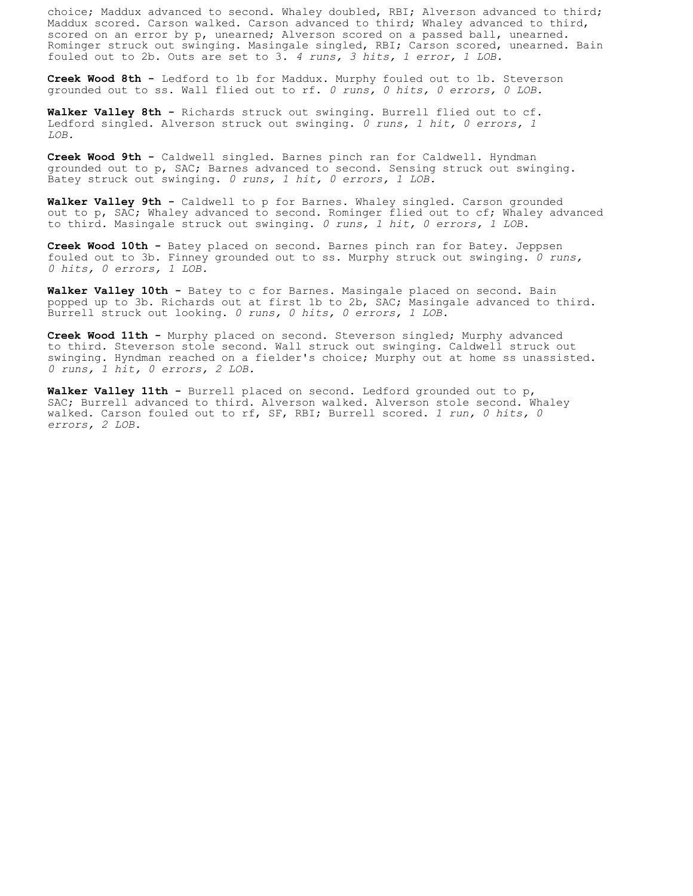choice; Maddux advanced to second. Whaley doubled, RBI; Alverson advanced to third; Maddux scored. Carson walked. Carson advanced to third; Whaley advanced to third, scored on an error by p, unearned; Alverson scored on a passed ball, unearned. Rominger struck out swinging. Masingale singled, RBI; Carson scored, unearned. Bain fouled out to 2b. Outs are set to 3. *4 runs, 3 hits, 1 error, 1 LOB.*

**Creek Wood 8th -** Ledford to 1b for Maddux. Murphy fouled out to 1b. Steverson grounded out to ss. Wall flied out to rf. *0 runs, 0 hits, 0 errors, 0 LOB.*

**Walker Valley 8th -** Richards struck out swinging. Burrell flied out to cf. Ledford singled. Alverson struck out swinging. *0 runs, 1 hit, 0 errors, 1 LOB.*

**Creek Wood 9th -** Caldwell singled. Barnes pinch ran for Caldwell. Hyndman grounded out to p, SAC; Barnes advanced to second. Sensing struck out swinging. Batey struck out swinging. *0 runs, 1 hit, 0 errors, 1 LOB.*

**Walker Valley 9th -** Caldwell to p for Barnes. Whaley singled. Carson grounded out to p, SAC; Whaley advanced to second. Rominger flied out to cf; Whaley advanced to third. Masingale struck out swinging. *0 runs, 1 hit, 0 errors, 1 LOB.*

**Creek Wood 10th -** Batey placed on second. Barnes pinch ran for Batey. Jeppsen fouled out to 3b. Finney grounded out to ss. Murphy struck out swinging. *0 runs, 0 hits, 0 errors, 1 LOB.*

**Walker Valley 10th -** Batey to c for Barnes. Masingale placed on second. Bain popped up to 3b. Richards out at first 1b to 2b, SAC; Masingale advanced to third. Burrell struck out looking. *0 runs, 0 hits, 0 errors, 1 LOB.*

**Creek Wood 11th -** Murphy placed on second. Steverson singled; Murphy advanced to third. Steverson stole second. Wall struck out swinging. Caldwell struck out swinging. Hyndman reached on a fielder's choice; Murphy out at home ss unassisted. *0 runs, 1 hit, 0 errors, 2 LOB.*

**Walker Valley 11th -** Burrell placed on second. Ledford grounded out to p, SAC; Burrell advanced to third. Alverson walked. Alverson stole second. Whaley walked. Carson fouled out to rf, SF, RBI; Burrell scored. *1 run, 0 hits, 0 errors, 2 LOB.*